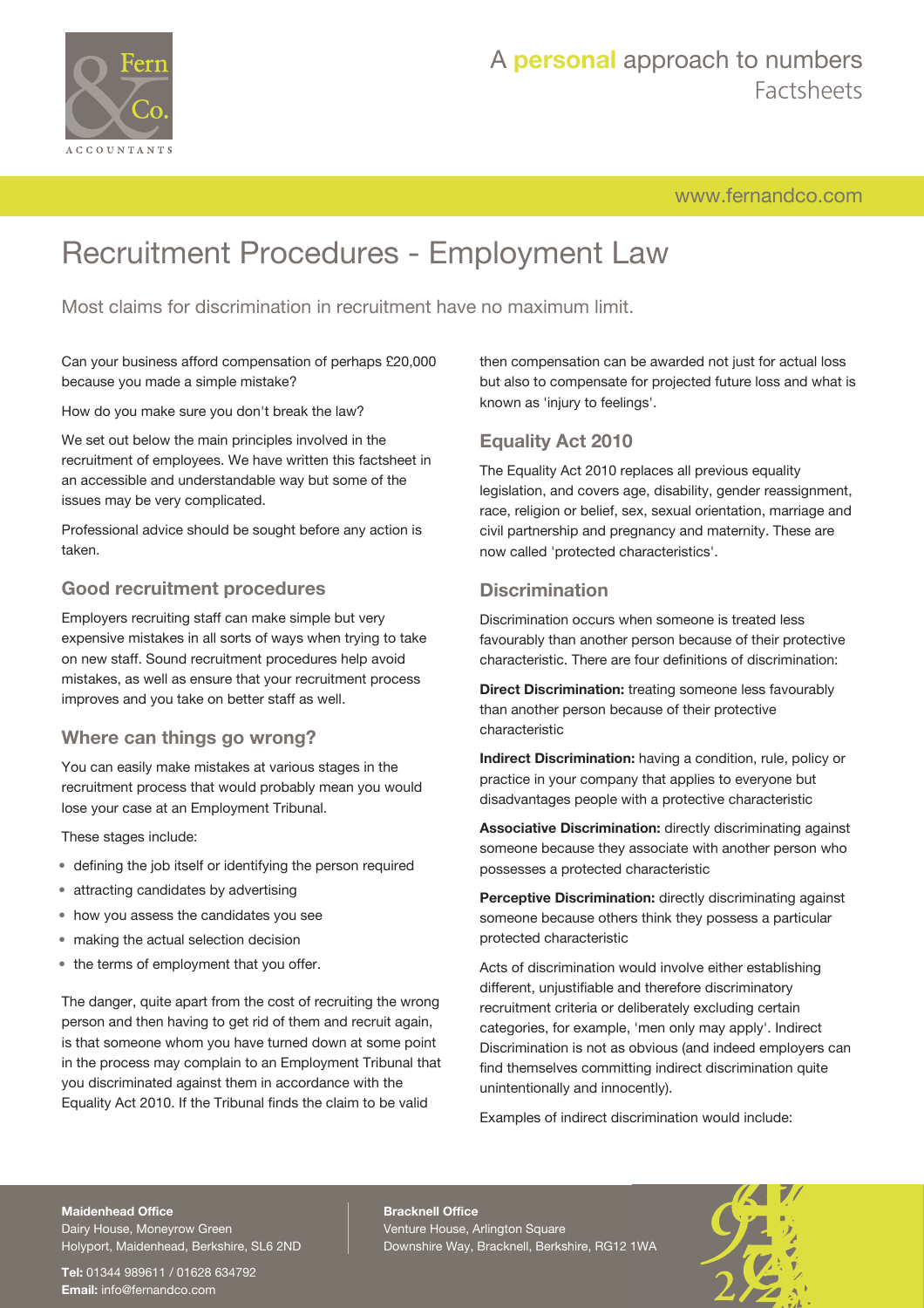# Recruitment Procedures - Employment Law

Most claims for discrimination in recruitment have no maximum limit.

Can your business afford compensation of perhaps £20,000 because you made a simple mistake?

How do you make sure you don't break the law?

We set out below the main principles involved in the recruitment of employees. We have written this factsheet in an accessible and understandable way but some of the issues may be very complicated.

Professional advice should be sought before any action is taken.

## Good recruitment procedures

Employers recruiting staff can make simple but very expensive mistakes in all sorts of ways when trying to take on new staff. Sound recruitment procedures help avoid mistakes, as well as ensure that your recruitment process improves and you take on better staff as well.

## Where can things go wrong?

You can easily make mistakes at various stages in the recruitment process that would probably mean you would lose your case at an Employment Tribunal.

These stages include:

- defining the job itself or identifying the person required
- attracting candidates by advertising
- how you assess the candidates you see
- making the actual selection decision
- the terms of employment that you offer.

The danger, quite apart from the cost of recruiting the wrong person and then having to get rid of them and recruit again, is that someone whom you have turned down at some point in the process may complain to an Employment Tribunal that you discriminated against them in accordance with the Equality Act 2010. If the Tribunal finds the claim to be valid then compensation can be awarded not just for actual loss but also to compensate for projected future loss and what is known as 'injury to feelings'.

## Equality Act 2010

The Equality Act 2010 replaces all previous equality legislation, and covers age, disability, gender reassignment, race, religion or belief, sex, sexual orientation, marriage and civil partnership and pregnancy and maternity. These are now called 'protected characteristics'.

## Discrimination

Discrimination occurs when someone is treated less favourably than another person because of their protective characteristic. There are four definitions of discrimination:

**Direct Discrimination:** treating someone less favourably than another person because of their protective characteristic

**Indirect Discrimination:** having a condition, rule, policy or practice in your company that applies to everyone but disadvantages people with a protective characteristic

**Associative Discrimination:** directly discriminating against someone because they associate with another person who possesses a protected characteristic

**Perceptive Discrimination:** directly discriminating against someone because others think they possess a particular protected characteristic

Acts of discrimination would involve either establishing different, unjustifiable and therefore discriminatory recruitment criteria or deliberately excluding certain categories, for example, 'men only may apply'. Indirect Discrimination is not as obvious (and indeed employers can find themselves committing indirect discrimination quite unintentionally and innocently).

Examples of indirect discrimination would include: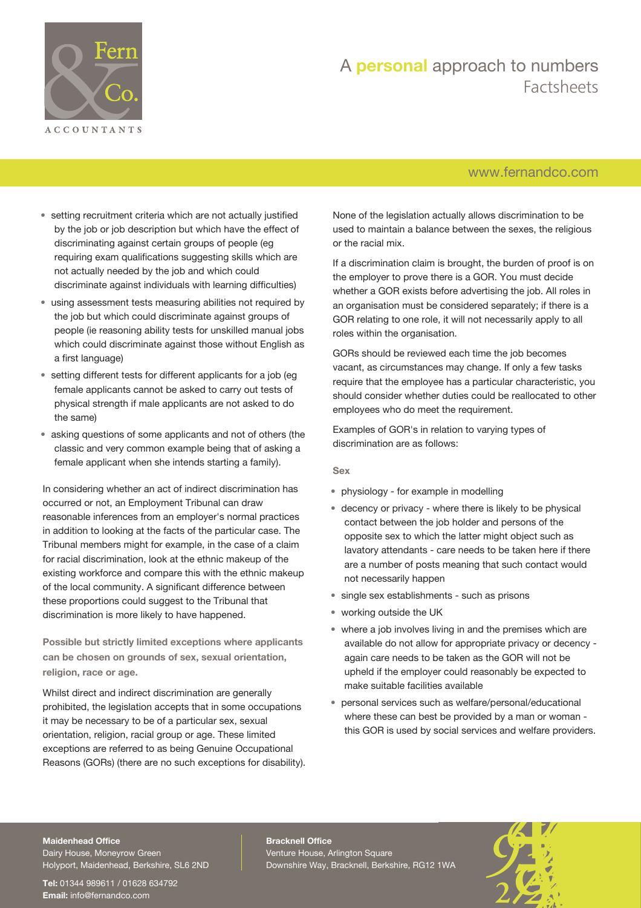- setting recruitment criteria which are not actually justified by the job or job description but which have the effect of discriminating against certain groups of people (eg requiring exam qualifications suggesting skills which are not actually needed by the job and which could discriminate against individuals with learning difficulties)
- using assessment tests measuring abilities not required by the job but which could discriminate against groups of people (ie reasoning ability tests for unskilled manual jobs which could discriminate against those without English as a first language)
- setting different tests for different applicants for a job (eg female applicants cannot be asked to carry out tests of physical strength if male applicants are not asked to do the same)
- asking questions of some applicants and not of others (the classic and very common example being that of asking a female applicant when she intends starting a family).

In considering whether an act of indirect discrimination has occurred or not, an Employment Tribunal can draw reasonable inferences from an employer's normal practices in addition to looking at the facts of the particular case. The Tribunal members might for example, in the case of a claim for racial discrimination, look at the ethnic makeup of the existing workforce and compare this with the ethnic makeup of the local community. A significant difference between these proportions could suggest to the Tribunal that discrimination is more likely to have happened.

### Possible but strictly limited exceptions where applicants can be chosen on grounds of sex, sexual orientation, religion, race or age.

Whilst direct and indirect discrimination are generally prohibited, the legislation accepts that in some occupations it may be necessary to be of a particular sex, sexual orientation, religion, racial group or age. These limited exceptions are referred to as being Genuine Occupational Reasons (GORs) (there are no such exceptions for disability).

None of the legislation actually allows discrimination to be used to maintain a balance between the sexes, the religious or the racial mix.

If a discrimination claim is brought, the burden of proof is on the employer to prove there is a GOR. You must decide whether a GOR exists before advertising the job. All roles in an organisation must be considered separately; if there is a GOR relating to one role, it will not necessarily apply to all roles within the organisation.

GORs should be reviewed each time the job becomes vacant, as circumstances may change. If only a few tasks require that the employee has a particular characteristic, you should consider whether duties could be reallocated to other employees who do meet the requirement.

Examples of GOR's in relation to varying types of discrimination are as follows:

#### Sex

- physiology - for example in modelling
- decency or privacy - where there is likely to be physical contact between the job holder and persons of the opposite sex to which the latter might object such as lavatory attendants - care needs to be taken here if there are a number of posts meaning that such contact would not necessarily happen
- single sex establishments - such as prisons
- working outside the UK
- where a job involves living in and the premises which are available do not allow for appropriate privacy or decency - again care needs to be taken as the GOR will not be upheld if the employer could reasonably be expected to make suitable facilities available
- personal services such as welfare/personal/educational where these can best be provided by a man or woman - this GOR is used by social services and welfare providers.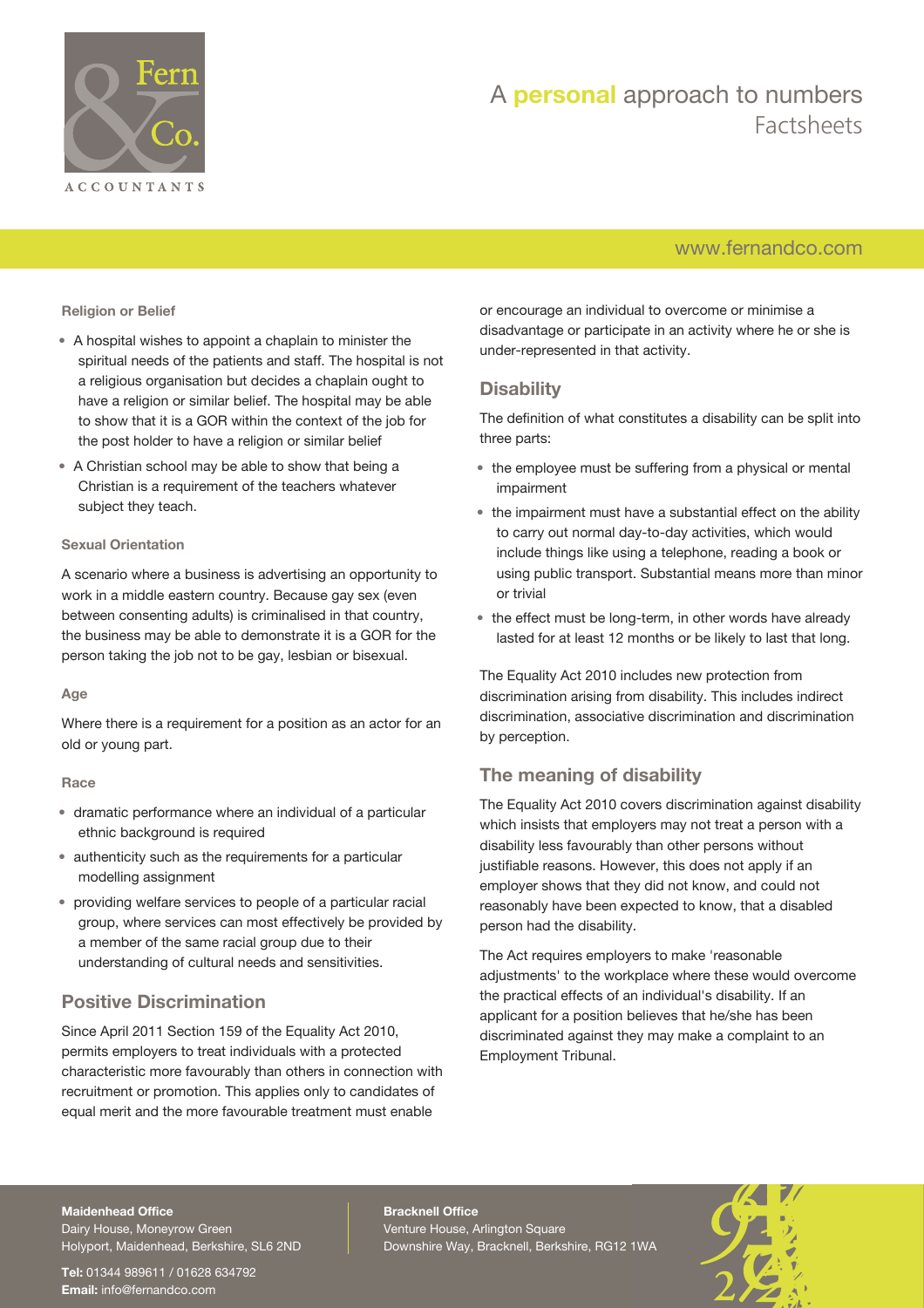#### Religion or Belief

- A hospital wishes to appoint a chaplain to minister the spiritual needs of the patients and staff. The hospital is not a religious organisation but decides a chaplain ought to have a religion or similar belief. The hospital may be able to show that it is a GOR within the context of the job for the post holder to have a religion or similar belief
- A Christian school may be able to show that being a Christian is a requirement of the teachers whatever subject they teach.

#### Sexual Orientation

A scenario where a business is advertising an opportunity to work in a middle eastern country. Because gay sex (even between consenting adults) is criminalised in that country, the business may be able to demonstrate it is a GOR for the person taking the job not to be gay, lesbian or bisexual.

#### Age

Where there is a requirement for a position as an actor for an old or young part.

#### Race

- dramatic performance where an individual of a particular ethnic background is required
- authenticity such as the requirements for a particular modelling assignment
- providing welfare services to people of a particular racial group, where services can most effectively be provided by a member of the same racial group due to their understanding of cultural needs and sensitivities.

### Positive Discrimination

Since April 2011 Section 159 of the Equality Act 2010, permits employers to treat individuals with a protected characteristic more favourably than others in connection with recruitment or promotion. This applies only to candidates of equal merit and the more favourable treatment must enable or encourage an individual to overcome or minimise a disadvantage or participate in an activity where he or she is under-represented in that activity.

### Disability

The definition of what constitutes a disability can be split into three parts:

- the employee must be suffering from a physical or mental impairment
- the impairment must have a substantial effect on the ability to carry out normal day-to-day activities, which would include things like using a telephone, reading a book or using public transport. Substantial means more than minor or trivial
- the effect must be long-term, in other words have already lasted for at least 12 months or be likely to last that long.

The Equality Act 2010 includes new protection from discrimination arising from disability. This includes indirect discrimination, associative discrimination and discrimination by perception.

### The meaning of disability

The Equality Act 2010 covers discrimination against disability which insists that employers may not treat a person with a disability less favourably than other persons without justifiable reasons. However, this does not apply if an employer shows that they did not know, and could not reasonably have been expected to know, that a disabled person had the disability.

The Act requires employers to make 'reasonable adjustments' to the workplace where these would overcome the practical effects of an individual's disability. If an applicant for a position believes that he/she has been discriminated against they may make a complaint to an Employment Tribunal.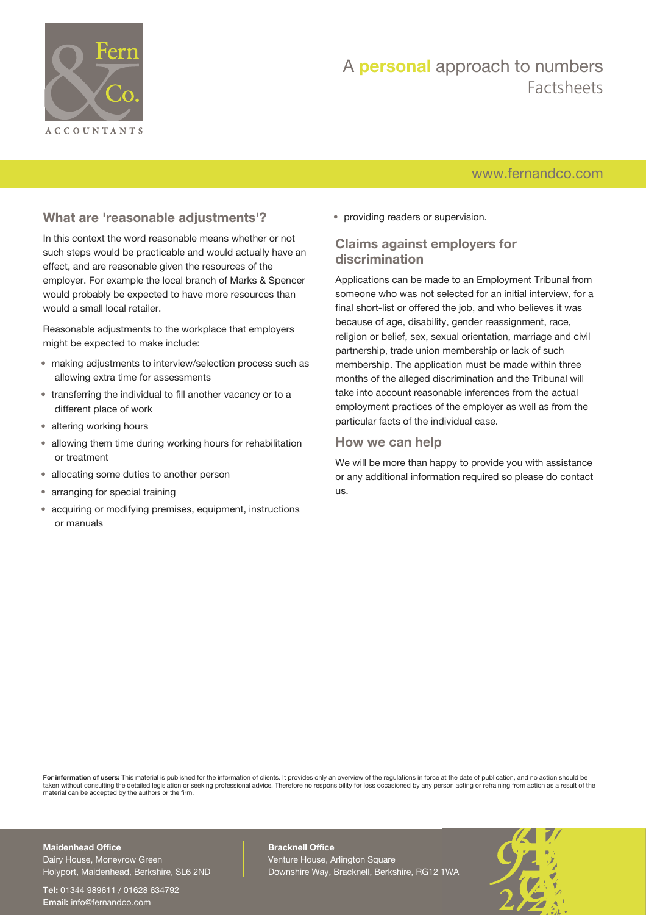## What are 'reasonable adjustments'?

In this context the word reasonable means whether or not such steps would be practicable and would actually have an effect, and are reasonable given the resources of the employer. For example the local branch of Marks & Spencer would probably be expected to have more resources than would a small local retailer.

Reasonable adjustments to the workplace that employers might be expected to make include:

- making adjustments to interview/selection process such as allowing extra time for assessments
- transferring the individual to fill another vacancy or to a different place of work
- altering working hours
- allowing them time during working hours for rehabilitation or treatment
- allocating some duties to another person
- arranging for special training
- acquiring or modifying premises, equipment, instructions or manuals
- providing readers or supervision.

## Claims against employers for discrimination

Applications can be made to an Employment Tribunal from someone who was not selected for an initial interview, for a final short-list or offered the job, and who believes it was because of age, disability, gender reassignment, race, religion or belief, sex, sexual orientation, marriage and civil partnership, trade union membership or lack of such membership. The application must be made within three months of the alleged discrimination and the Tribunal will take into account reasonable inferences from the actual employment practices of the employer as well as from the particular facts of the individual case.

## How we can help

We will be more than happy to provide you with assistance or any additional information required so please do contact us.

**For information of users:** This material is published for the information of clients. It provides only an overview of the regulations in force at the date of publication, and no action should be taken without consulting the detailed legislation or seeking professional advice. Therefore no responsibility for loss occasioned by any person acting or refraining from action as a result of the material can be accepted by the authors or the firm.